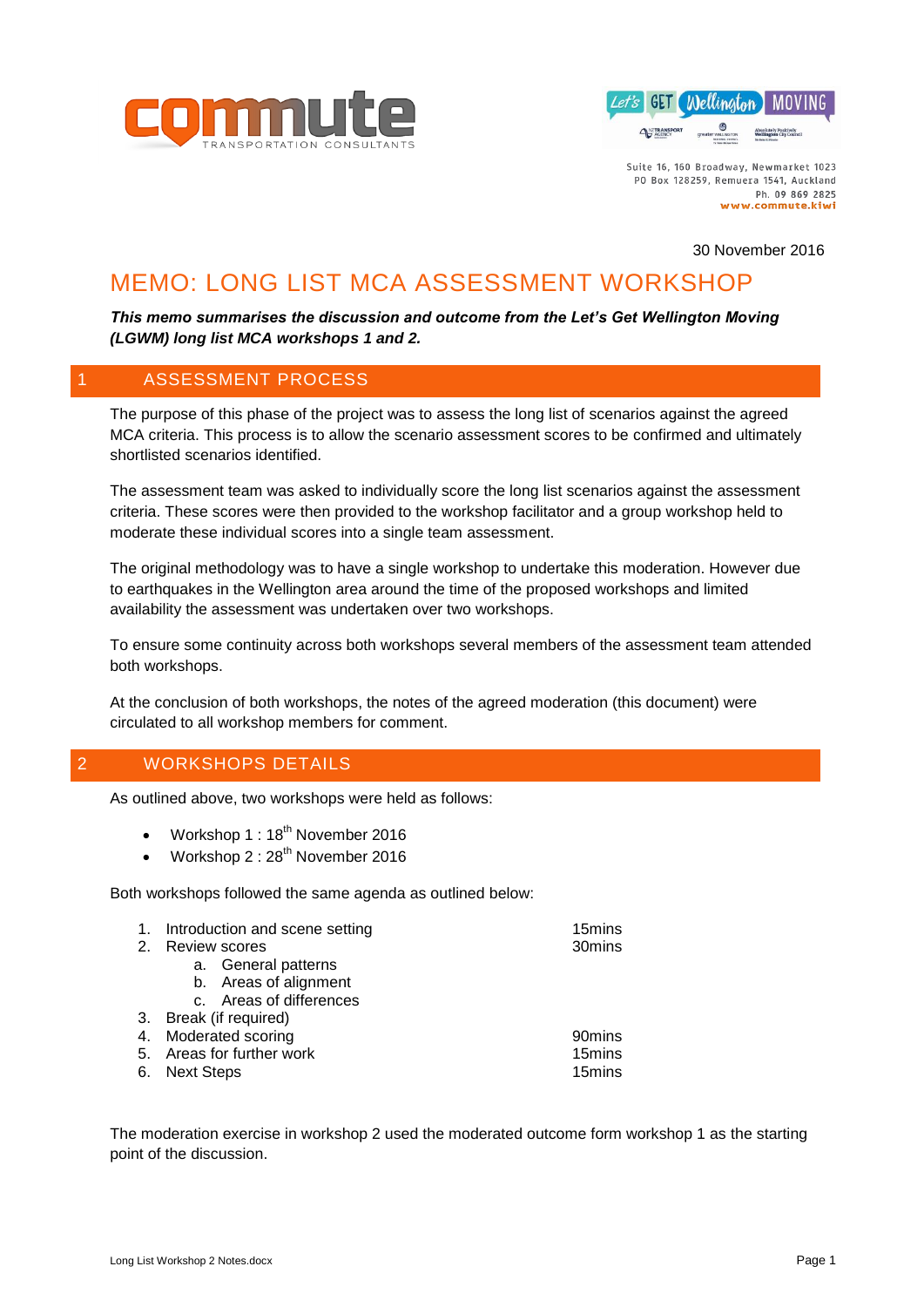Suite 16, 160 Broadway, Newmarket 1023
PO Box 128259, Remuera 1541, Auckland
Ph. 09 869 2825
www.commute.kiwi

30 November 2016

# MEMO: LONG LIST MCA ASSESSMENT WORKSHOP

***This memo summarises the discussion and outcome from the Let's Get Wellington Moving (LGWM) long list MCA workshops 1 and 2.***

## 1 ASSESSMENT PROCESS

The purpose of this phase of the project was to assess the long list of scenarios against the agreed MCA criteria. This process is to allow the scenario assessment scores to be confirmed and ultimately shortlisted scenarios identified.

The assessment team was asked to individually score the long list scenarios against the assessment criteria. These scores were then provided to the workshop facilitator and a group workshop held to moderate these individual scores into a single team assessment.

The original methodology was to have a single workshop to undertake this moderation. However due to earthquakes in the Wellington area around the time of the proposed workshops and limited availability the assessment was undertaken over two workshops.

To ensure some continuity across both workshops several members of the assessment team attended both workshops.

At the conclusion of both workshops, the notes of the agreed moderation (this document) were circulated to all workshop members for comment.

## 2 WORKSHOPS DETAILS

As outlined above, two workshops were held as follows:

- Workshop 1 : 18th November 2016
- Workshop 2 : 28th November 2016

Both workshops followed the same agenda as outlined below:

1. Introduction and scene setting — 15mins
2. Review scores — 30mins
    a. General patterns
    b. Areas of alignment
    c. Areas of differences
3. Break (if required)
4. Moderated scoring — 90mins
5. Areas for further work — 15mins
6. Next Steps — 15mins

The moderation exercise in workshop 2 used the moderated outcome form workshop 1 as the starting point of the discussion.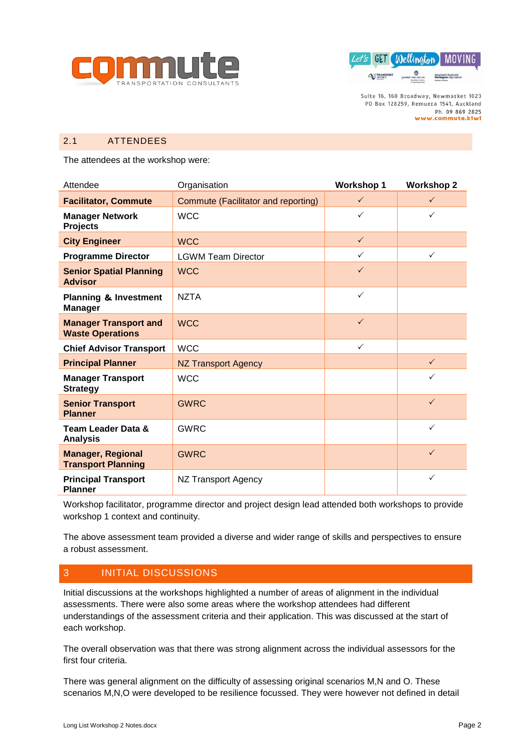## 2.1 ATTENDEES

The attendees at the workshop were:

| Attendee | Organisation | Workshop 1 | Workshop 2 |
|---|---|---|---|
| **Facilitator, Commute** | Commute (Facilitator and reporting) | ✓ | ✓ |
| **Manager Network Projects** | WCC | ✓ | ✓ |
| **City Engineer** | WCC | ✓ | |
| **Programme Director** | LGWM Team Director | ✓ | ✓ |
| **Senior Spatial Planning Advisor** | WCC | ✓ | |
| **Planning & Investment Manager** | NZTA | ✓ | |
| **Manager Transport and Waste Operations** | WCC | ✓ | |
| **Chief Advisor Transport** | WCC | ✓ | |
| **Principal Planner** | NZ Transport Agency | | ✓ |
| **Manager Transport Strategy** | WCC | | ✓ |
| **Senior Transport Planner** | GWRC | | ✓ |
| **Team Leader Data & Analysis** | GWRC | | ✓ |
| **Manager, Regional Transport Planning** | GWRC | | ✓ |
| **Principal Transport Planner** | NZ Transport Agency | | ✓ |

Workshop facilitator, programme director and project design lead attended both workshops to provide workshop 1 context and continuity.

The above assessment team provided a diverse and wider range of skills and perspectives to ensure a robust assessment.

# 3 INITIAL DISCUSSIONS

Initial discussions at the workshops highlighted a number of areas of alignment in the individual assessments. There were also some areas where the workshop attendees had different understandings of the assessment criteria and their application. This was discussed at the start of each workshop.

The overall observation was that there was strong alignment across the individual assessors for the first four criteria.

There was general alignment on the difficulty of assessing original scenarios M,N and O. These scenarios M,N,O were developed to be resilience focussed. They were however not defined in detail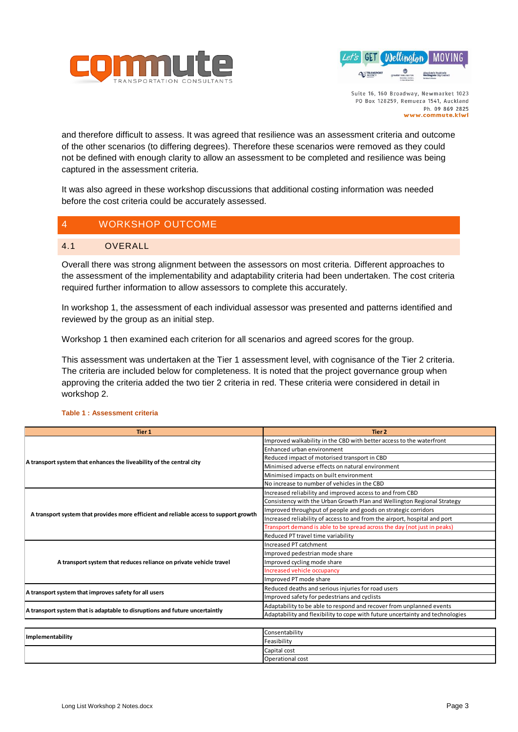and therefore difficult to assess. It was agreed that resilience was an assessment criteria and outcome of the other scenarios (to differing degrees). Therefore these scenarios were removed as they could not be defined with enough clarity to allow an assessment to be completed and resilience was being captured in the assessment criteria.

It was also agreed in these workshop discussions that additional costing information was needed before the cost criteria could be accurately assessed.

# 4 WORKSHOP OUTCOME

## 4.1 OVERALL

Overall there was strong alignment between the assessors on most criteria. Different approaches to the assessment of the implementability and adaptability criteria had been undertaken. The cost criteria required further information to allow assessors to complete this accurately.

In workshop 1, the assessment of each individual assessor was presented and patterns identified and reviewed by the group as an initial step.

Workshop 1 then examined each criterion for all scenarios and agreed scores for the group.

This assessment was undertaken at the Tier 1 assessment level, with cognisance of the Tier 2 criteria. The criteria are included below for completeness. It is noted that the project governance group when approving the criteria added the two tier 2 criteria in red. These criteria were considered in detail in workshop 2.

**Table 1 : Assessment criteria**

| Tier 1 | Tier 2 |
|---|---|
| **A transport system that enhances the liveability of the central city** | Improved walkability in the CBD with better access to the waterfront |
| | Enhanced urban environment |
| | Reduced impact of motorised transport in CBD |
| | Minimised adverse effects on natural environment |
| | Minimised impacts on built environment |
| | No increase to number of vehicles in the CBD |
| **A transport system that provides more efficient and reliable access to support growth** | Increased reliability and improved access to and from CBD |
| | Consistency with the Urban Growth Plan and Wellington Regional Strategy |
| | Improved throughput of people and goods on strategic corridors |
| | Increased reliability of access to and from the airport, hospital and port |
| | Transport demand is able to be spread across the day (not just in peaks) |
| | Reduced PT travel time variability |
| **A transport system that reduces reliance on private vehicle travel** | Increased PT catchment |
| | Improved pedestrian mode share |
| | Improved cycling mode share |
| | Increased vehicle occupancy |
| | Improved PT mode share |
| **A transport system that improves safety for all users** | Reduced deaths and serious injuries for road users |
| | Improved safety for pedestrians and cyclists |
| **A transport system that is adaptable to disruptions and future uncertainty** | Adaptability to be able to respond and recover from unplanned events |
| | Adaptability and flexibility to cope with future uncertainty and technologies |

| | |
|---|---|
| **Implementability** | Consentability |
| | Feasibility |
| | Capital cost |
| | Operational cost |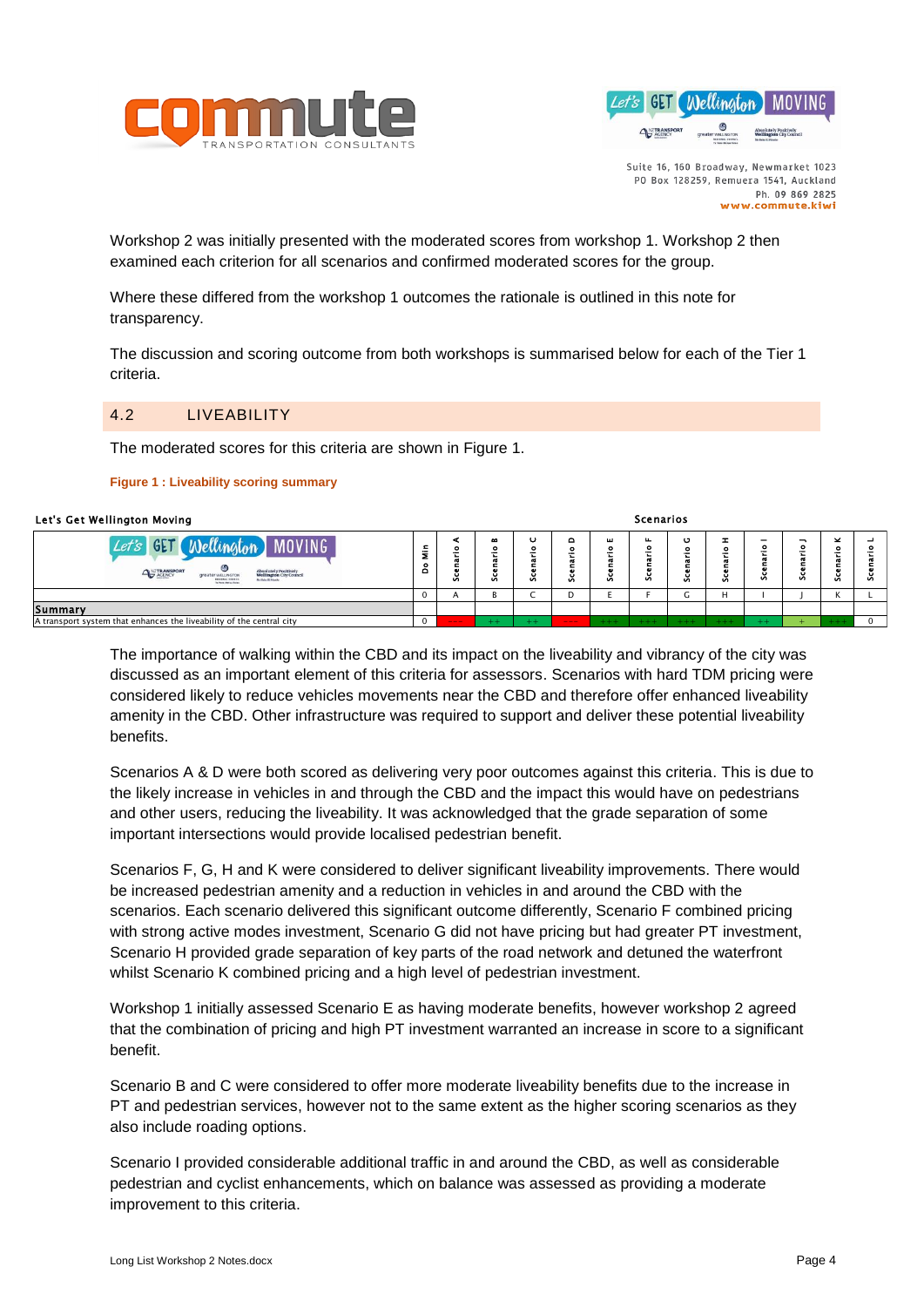Workshop 2 was initially presented with the moderated scores from workshop 1. Workshop 2 then examined each criterion for all scenarios and confirmed moderated scores for the group.

Where these differed from the workshop 1 outcomes the rationale is outlined in this note for transparency.

The discussion and scoring outcome from both workshops is summarised below for each of the Tier 1 criteria.

## 4.2 LIVEABILITY

The moderated scores for this criteria are shown in Figure 1.

**Figure 1 : Liveability scoring summary**

| Let's Get Wellington Moving | Do Min | Scenario A | Scenario B | Scenario C | Scenario D | Scenario E | Scenario F | Scenario G | Scenario H | Scenario I | Scenario J | Scenario K | Scenario L |
|---|---|---|---|---|---|---|---|---|---|---|---|---|---|
| | 0 | A | B | C | D | E | F | G | H | I | J | K | L |
| **Summary** | | | | | | | | | | | | | |
| A transport system that enhances the liveability of the central city | 0 | - - - | ++ | ++ | - - - | +++ | +++ | +++ | +++ | ++ | + | +++ | 0 |

The importance of walking within the CBD and its impact on the liveability and vibrancy of the city was discussed as an important element of this criteria for assessors. Scenarios with hard TDM pricing were considered likely to reduce vehicles movements near the CBD and therefore offer enhanced liveability amenity in the CBD. Other infrastructure was required to support and deliver these potential liveability benefits.

Scenarios A & D were both scored as delivering very poor outcomes against this criteria. This is due to the likely increase in vehicles in and through the CBD and the impact this would have on pedestrians and other users, reducing the liveability. It was acknowledged that the grade separation of some important intersections would provide localised pedestrian benefit.

Scenarios F, G, H and K were considered to deliver significant liveability improvements. There would be increased pedestrian amenity and a reduction in vehicles in and around the CBD with the scenarios. Each scenario delivered this significant outcome differently, Scenario F combined pricing with strong active modes investment, Scenario G did not have pricing but had greater PT investment, Scenario H provided grade separation of key parts of the road network and detuned the waterfront whilst Scenario K combined pricing and a high level of pedestrian investment.

Workshop 1 initially assessed Scenario E as having moderate benefits, however workshop 2 agreed that the combination of pricing and high PT investment warranted an increase in score to a significant benefit.

Scenario B and C were considered to offer more moderate liveability benefits due to the increase in PT and pedestrian services, however not to the same extent as the higher scoring scenarios as they also include roading options.

Scenario I provided considerable additional traffic in and around the CBD, as well as considerable pedestrian and cyclist enhancements, which on balance was assessed as providing a moderate improvement to this criteria.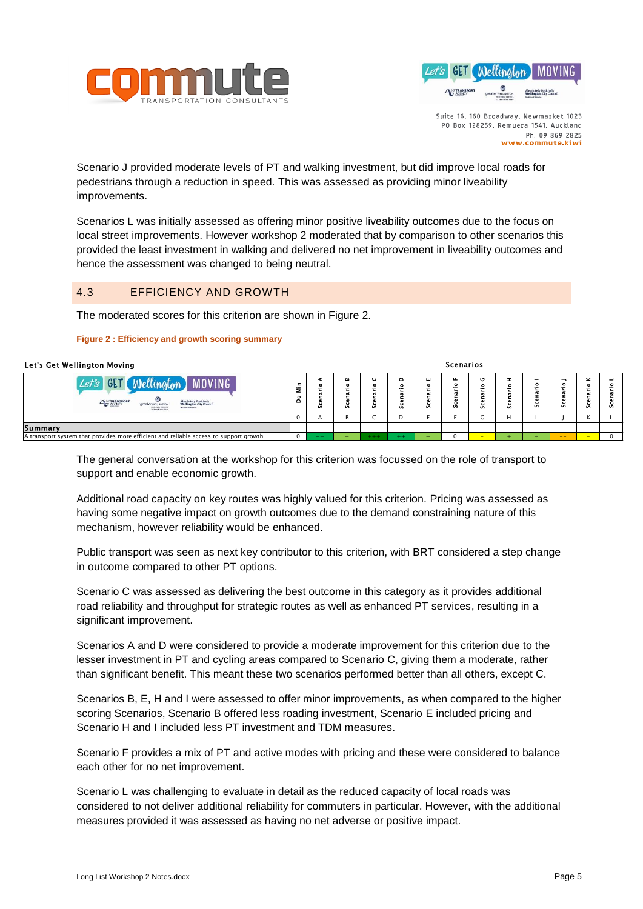Scenario J provided moderate levels of PT and walking investment, but did improve local roads for pedestrians through a reduction in speed. This was assessed as providing minor liveability improvements.

Scenarios L was initially assessed as offering minor positive liveability outcomes due to the focus on local street improvements. However workshop 2 moderated that by comparison to other scenarios this provided the least investment in walking and delivered no net improvement in liveability outcomes and hence the assessment was changed to being neutral.

## 4.3 EFFICIENCY AND GROWTH

The moderated scores for this criterion are shown in Figure 2.

**Figure 2 : Efficiency and growth scoring summary**

| Let's Get Wellington Moving | Do Min | Scenario A | Scenario B | Scenario C | Scenario D | Scenario E | Scenario F | Scenario G | Scenario H | Scenario I | Scenario J | Scenario K | Scenario L |
|---|---|---|---|---|---|---|---|---|---|---|---|---|---|
| | 0 | A | B | C | D | E | F | G | H | I | J | K | L |
| **Summary** | | | | | | | | | | | | | |
| A transport system that provides more efficient and reliable access to support growth | 0 | ++ | + | +++ | ++ | + | 0 | - | + | + | -- | - | 0 |

The general conversation at the workshop for this criterion was focussed on the role of transport to support and enable economic growth.

Additional road capacity on key routes was highly valued for this criterion. Pricing was assessed as having some negative impact on growth outcomes due to the demand constraining nature of this mechanism, however reliability would be enhanced.

Public transport was seen as next key contributor to this criterion, with BRT considered a step change in outcome compared to other PT options.

Scenario C was assessed as delivering the best outcome in this category as it provides additional road reliability and throughput for strategic routes as well as enhanced PT services, resulting in a significant improvement.

Scenarios A and D were considered to provide a moderate improvement for this criterion due to the lesser investment in PT and cycling areas compared to Scenario C, giving them a moderate, rather than significant benefit. This meant these two scenarios performed better than all others, except C.

Scenarios B, E, H and I were assessed to offer minor improvements, as when compared to the higher scoring Scenarios, Scenario B offered less roading investment, Scenario E included pricing and Scenario H and I included less PT investment and TDM measures.

Scenario F provides a mix of PT and active modes with pricing and these were considered to balance each other for no net improvement.

Scenario L was challenging to evaluate in detail as the reduced capacity of local roads was considered to not deliver additional reliability for commuters in particular. However, with the additional measures provided it was assessed as having no net adverse or positive impact.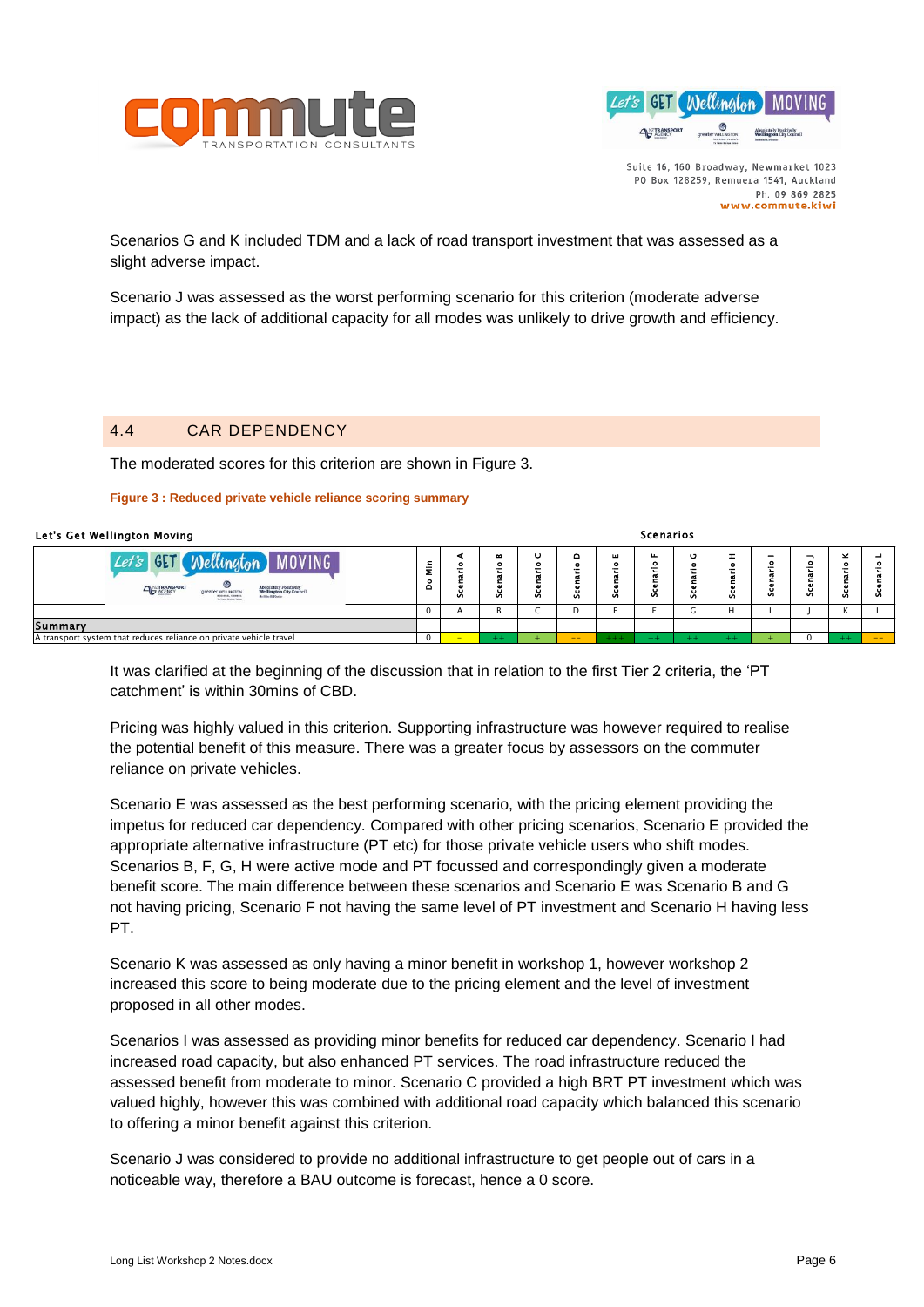Scenarios G and K included TDM and a lack of road transport investment that was assessed as a slight adverse impact.

Scenario J was assessed as the worst performing scenario for this criterion (moderate adverse impact) as the lack of additional capacity for all modes was unlikely to drive growth and efficiency.

## 4.4 CAR DEPENDENCY

The moderated scores for this criterion are shown in Figure 3.

**Figure 3 : Reduced private vehicle reliance scoring summary**

Let's Get Wellington Moving — Scenarios

| | Do Min | Scenario A | Scenario B | Scenario C | Scenario D | Scenario E | Scenario F | Scenario G | Scenario H | Scenario I | Scenario J | Scenario K | Scenario L |
|---|---|---|---|---|---|---|---|---|---|---|---|---|---|
| | 0 | A | B | C | D | E | F | G | H | I | J | K | L |
| **Summary** | | | | | | | | | | | | | |
| A transport system that reduces reliance on private vehicle travel | 0 | - | ++ | + | -- | +++ | ++ | ++ | ++ | + | 0 | ++ | -- |

It was clarified at the beginning of the discussion that in relation to the first Tier 2 criteria, the 'PT catchment' is within 30mins of CBD.

Pricing was highly valued in this criterion. Supporting infrastructure was however required to realise the potential benefit of this measure. There was a greater focus by assessors on the commuter reliance on private vehicles.

Scenario E was assessed as the best performing scenario, with the pricing element providing the impetus for reduced car dependency. Compared with other pricing scenarios, Scenario E provided the appropriate alternative infrastructure (PT etc) for those private vehicle users who shift modes. Scenarios B, F, G, H were active mode and PT focussed and correspondingly given a moderate benefit score. The main difference between these scenarios and Scenario E was Scenario B and G not having pricing, Scenario F not having the same level of PT investment and Scenario H having less PT.

Scenario K was assessed as only having a minor benefit in workshop 1, however workshop 2 increased this score to being moderate due to the pricing element and the level of investment proposed in all other modes.

Scenarios I was assessed as providing minor benefits for reduced car dependency. Scenario I had increased road capacity, but also enhanced PT services. The road infrastructure reduced the assessed benefit from moderate to minor. Scenario C provided a high BRT PT investment which was valued highly, however this was combined with additional road capacity which balanced this scenario to offering a minor benefit against this criterion.

Scenario J was considered to provide no additional infrastructure to get people out of cars in a noticeable way, therefore a BAU outcome is forecast, hence a 0 score.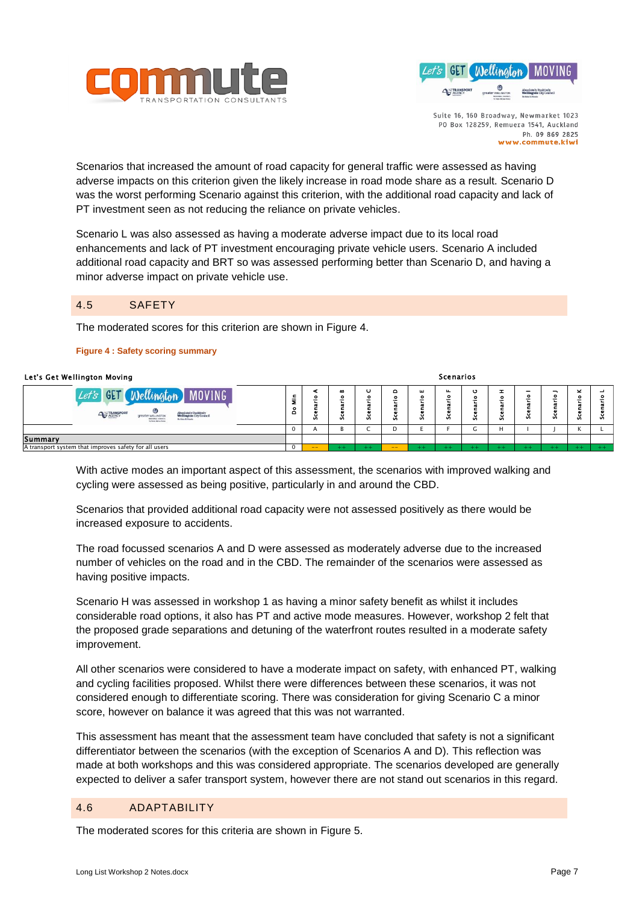Scenarios that increased the amount of road capacity for general traffic were assessed as having adverse impacts on this criterion given the likely increase in road mode share as a result. Scenario D was the worst performing Scenario against this criterion, with the additional road capacity and lack of PT investment seen as not reducing the reliance on private vehicles.

Scenario L was also assessed as having a moderate adverse impact due to its local road enhancements and lack of PT investment encouraging private vehicle users. Scenario A included additional road capacity and BRT so was assessed performing better than Scenario D, and having a minor adverse impact on private vehicle use.

## 4.5 SAFETY

The moderated scores for this criterion are shown in Figure 4.

**Figure 4 : Safety scoring summary**

| Let's Get Wellington Moving | Do Min | Scenario A | Scenario B | Scenario C | Scenario D | Scenario E | Scenario F | Scenario G | Scenario H | Scenario I | Scenario J | Scenario K | Scenario L |
|---|---|---|---|---|---|---|---|---|---|---|---|---|---|
| | 0 | A | B | C | D | E | F | G | H | I | J | K | L |
| **Summary** | | | | | | | | | | | | | |
| A transport system that improves safety for all users | 0 | -- | ++ | ++ | -- | ++ | ++ | ++ | ++ | ++ | ++ | ++ | ++ |

With active modes an important aspect of this assessment, the scenarios with improved walking and cycling were assessed as being positive, particularly in and around the CBD.

Scenarios that provided additional road capacity were not assessed positively as there would be increased exposure to accidents.

The road focussed scenarios A and D were assessed as moderately adverse due to the increased number of vehicles on the road and in the CBD. The remainder of the scenarios were assessed as having positive impacts.

Scenario H was assessed in workshop 1 as having a minor safety benefit as whilst it includes considerable road options, it also has PT and active mode measures. However, workshop 2 felt that the proposed grade separations and detuning of the waterfront routes resulted in a moderate safety improvement.

All other scenarios were considered to have a moderate impact on safety, with enhanced PT, walking and cycling facilities proposed. Whilst there were differences between these scenarios, it was not considered enough to differentiate scoring. There was consideration for giving Scenario C a minor score, however on balance it was agreed that this was not warranted.

This assessment has meant that the assessment team have concluded that safety is not a significant differentiator between the scenarios (with the exception of Scenarios A and D). This reflection was made at both workshops and this was considered appropriate. The scenarios developed are generally expected to deliver a safer transport system, however there are not stand out scenarios in this regard.

## 4.6 ADAPTABILITY

The moderated scores for this criteria are shown in Figure 5.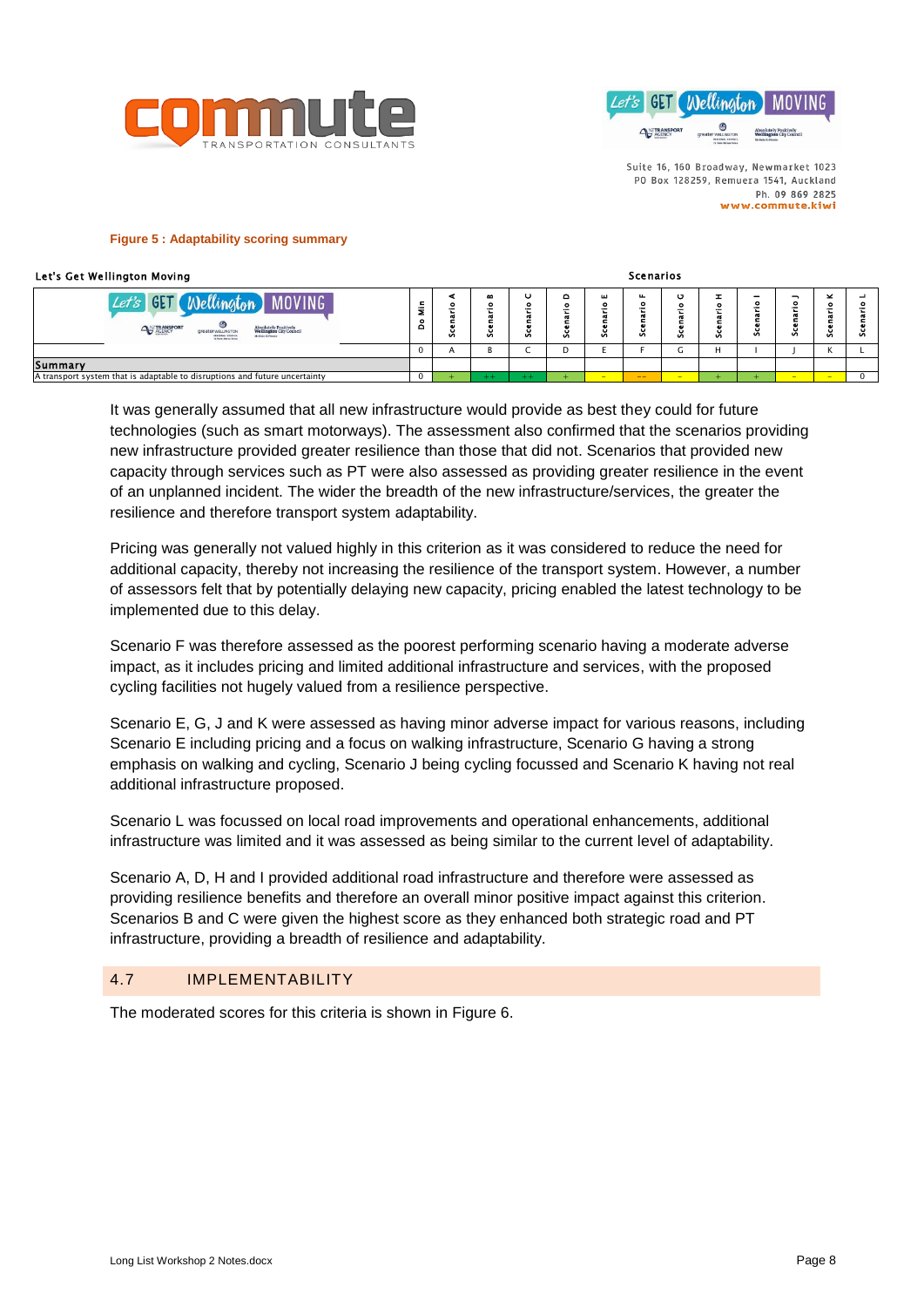**Figure 5 : Adaptability scoring summary**

| Let's Get Wellington Moving | Do Min | Scenario A | Scenario B | Scenario C | Scenario D | Scenario E | Scenario F | Scenario G | Scenario H | Scenario I | Scenario J | Scenario K | Scenario L |
|---|---|---|---|---|---|---|---|---|---|---|---|---|---|
| | 0 | A | B | C | D | E | F | G | H | I | J | K | L |
| **Summary** | | | | | | | | | | | | | |
| A transport system that is adaptable to disruptions and future uncertainty | 0 | + | ++ | ++ | + | - | -- | - | + | + | - | - | 0 |

It was generally assumed that all new infrastructure would provide as best they could for future technologies (such as smart motorways). The assessment also confirmed that the scenarios providing new infrastructure provided greater resilience than those that did not. Scenarios that provided new capacity through services such as PT were also assessed as providing greater resilience in the event of an unplanned incident. The wider the breadth of the new infrastructure/services, the greater the resilience and therefore transport system adaptability.

Pricing was generally not valued highly in this criterion as it was considered to reduce the need for additional capacity, thereby not increasing the resilience of the transport system. However, a number of assessors felt that by potentially delaying new capacity, pricing enabled the latest technology to be implemented due to this delay.

Scenario F was therefore assessed as the poorest performing scenario having a moderate adverse impact, as it includes pricing and limited additional infrastructure and services, with the proposed cycling facilities not hugely valued from a resilience perspective.

Scenario E, G, J and K were assessed as having minor adverse impact for various reasons, including Scenario E including pricing and a focus on walking infrastructure, Scenario G having a strong emphasis on walking and cycling, Scenario J being cycling focussed and Scenario K having not real additional infrastructure proposed.

Scenario L was focussed on local road improvements and operational enhancements, additional infrastructure was limited and it was assessed as being similar to the current level of adaptability.

Scenario A, D, H and I provided additional road infrastructure and therefore were assessed as providing resilience benefits and therefore an overall minor positive impact against this criterion. Scenarios B and C were given the highest score as they enhanced both strategic road and PT infrastructure, providing a breadth of resilience and adaptability.

## 4.7 IMPLEMENTABILITY

The moderated scores for this criteria is shown in Figure 6.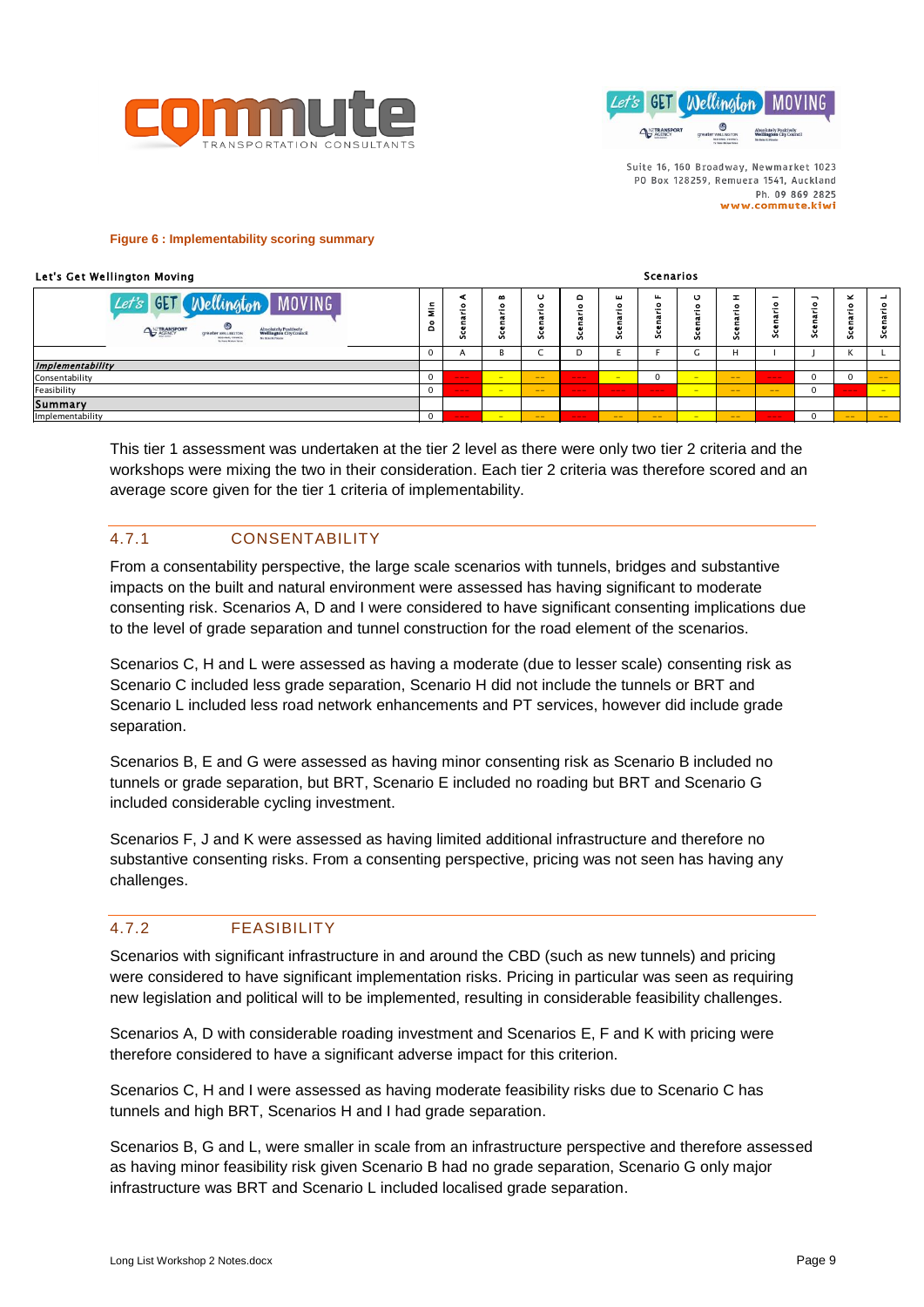**Figure 6 : Implementability scoring summary**

| Let's Get Wellington Moving | Do Min | Scenario A | Scenario B | Scenario C | Scenario D | Scenario E | Scenario F | Scenario G | Scenario H | Scenario I | Scenario J | Scenario K | Scenario L |
|---|---|---|---|---|---|---|---|---|---|---|---|---|---|
| | 0 | A | B | C | D | E | F | G | H | I | J | K | L |
| ***Implementability*** | | | | | | | | | | | | | |
| Consentability | 0 | --- | - | -- | --- | - | 0 | - | -- | --- | 0 | 0 | -- |
| Feasibility | 0 | --- | - | -- | --- | --- | --- | - | -- | -- | 0 | --- | - |
| **Summary** | | | | | | | | | | | | | |
| Implementability | 0 | --- | - | -- | --- | -- | -- | - | -- | --- | 0 | -- | -- |

This tier 1 assessment was undertaken at the tier 2 level as there were only two tier 2 criteria and the workshops were mixing the two in their consideration. Each tier 2 criteria was therefore scored and an average score given for the tier 1 criteria of implementability.

### 4.7.1 CONSENTABILITY

From a consentability perspective, the large scale scenarios with tunnels, bridges and substantive impacts on the built and natural environment were assessed has having significant to moderate consenting risk. Scenarios A, D and I were considered to have significant consenting implications due to the level of grade separation and tunnel construction for the road element of the scenarios.

Scenarios C, H and L were assessed as having a moderate (due to lesser scale) consenting risk as Scenario C included less grade separation, Scenario H did not include the tunnels or BRT and Scenario L included less road network enhancements and PT services, however did include grade separation.

Scenarios B, E and G were assessed as having minor consenting risk as Scenario B included no tunnels or grade separation, but BRT, Scenario E included no roading but BRT and Scenario G included considerable cycling investment.

Scenarios F, J and K were assessed as having limited additional infrastructure and therefore no substantive consenting risks. From a consenting perspective, pricing was not seen has having any challenges.

### 4.7.2 FEASIBILITY

Scenarios with significant infrastructure in and around the CBD (such as new tunnels) and pricing were considered to have significant implementation risks. Pricing in particular was seen as requiring new legislation and political will to be implemented, resulting in considerable feasibility challenges.

Scenarios A, D with considerable roading investment and Scenarios E, F and K with pricing were therefore considered to have a significant adverse impact for this criterion.

Scenarios C, H and I were assessed as having moderate feasibility risks due to Scenario C has tunnels and high BRT, Scenarios H and I had grade separation.

Scenarios B, G and L, were smaller in scale from an infrastructure perspective and therefore assessed as having minor feasibility risk given Scenario B had no grade separation, Scenario G only major infrastructure was BRT and Scenario L included localised grade separation.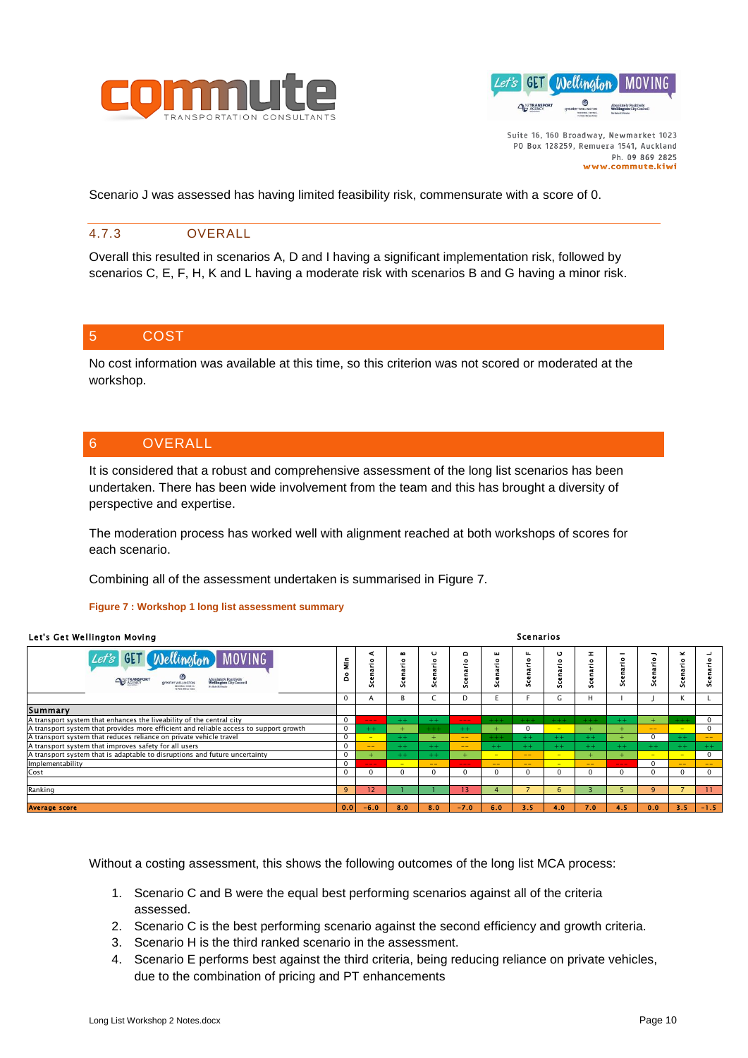Scenario J was assessed has having limited feasibility risk, commensurate with a score of 0.

### 4.7.3 OVERALL

Overall this resulted in scenarios A, D and I having a significant implementation risk, followed by scenarios C, E, F, H, K and L having a moderate risk with scenarios B and G having a minor risk.

## 5 COST

No cost information was available at this time, so this criterion was not scored or moderated at the workshop.

## 6 OVERALL

It is considered that a robust and comprehensive assessment of the long list scenarios has been undertaken. There has been wide involvement from the team and this has brought a diversity of perspective and expertise.

The moderation process has worked well with alignment reached at both workshops of scores for each scenario.

Combining all of the assessment undertaken is summarised in Figure 7.

**Figure 7 : Workshop 1 long list assessment summary**

Let's Get Wellington Moving — Scenarios

| | Do Min | Scenario A | Scenario B | Scenario C | Scenario D | Scenario E | Scenario F | Scenario G | Scenario H | Scenario I | Scenario J | Scenario K | Scenario L |
|---|---|---|---|---|---|---|---|---|---|---|---|---|---|
| | 0 | A | B | C | D | E | F | G | H | I | J | K | L |
| **Summary** | | | | | | | | | | | | | |
| A transport system that enhances the liveability of the central city | 0 | --- | ++ | ++ | --- | +++ | +++ | +++ | +++ | ++ | + | +++ | 0 |
| A transport system that provides more efficient and reliable access to support growth | 0 | ++ | + | +++ | ++ | + | 0 | - | + | + | -- | - | 0 |
| A transport system that reduces reliance on private vehicle travel | 0 | - | ++ | + | -- | +++ | ++ | ++ | ++ | + | 0 | ++ | -- |
| A transport system that improves safety for all users | 0 | -- | ++ | ++ | -- | ++ | ++ | ++ | ++ | ++ | ++ | ++ | ++ |
| A transport system that is adaptable to disruptions and future uncertainty | 0 | + | ++ | ++ | + | - | -- | - | + | + | - | - | 0 |
| Implementability | 0 | --- | - | -- | --- | -- | -- | - | -- | --- | 0 | -- | -- |
| Cost | 0 | 0 | 0 | 0 | 0 | 0 | 0 | 0 | 0 | 0 | 0 | 0 | 0 |
| Ranking | 9 | 12 | 1 | 1 | 13 | 4 | 7 | 6 | 3 | 5 | 9 | 7 | 11 |
| **Average score** | 0.0 | -6.0 | 8.0 | 8.0 | -7.0 | 6.0 | 3.5 | 4.0 | 7.0 | 4.5 | 0.0 | 3.5 | -1.5 |

Without a costing assessment, this shows the following outcomes of the long list MCA process:

1. Scenario C and B were the equal best performing scenarios against all of the criteria assessed.
2. Scenario C is the best performing scenario against the second efficiency and growth criteria.
3. Scenario H is the third ranked scenario in the assessment.
4. Scenario E performs best against the third criteria, being reducing reliance on private vehicles, due to the combination of pricing and PT enhancements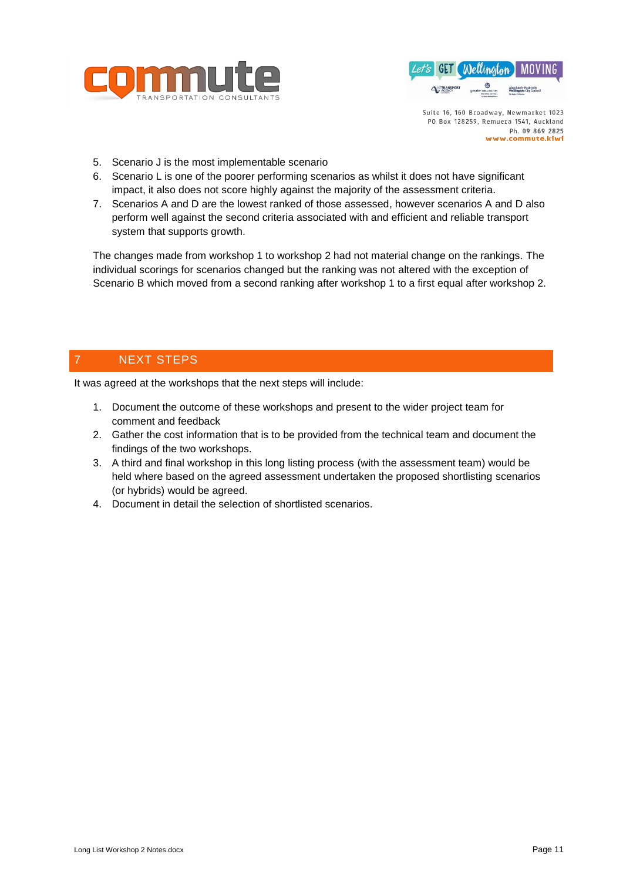5. Scenario J is the most implementable scenario
6. Scenario L is one of the poorer performing scenarios as whilst it does not have significant impact, it also does not score highly against the majority of the assessment criteria.
7. Scenarios A and D are the lowest ranked of those assessed, however scenarios A and D also perform well against the second criteria associated with and efficient and reliable transport system that supports growth.

The changes made from workshop 1 to workshop 2 had not material change on the rankings. The individual scorings for scenarios changed but the ranking was not altered with the exception of Scenario B which moved from a second ranking after workshop 1 to a first equal after workshop 2.

## 7 NEXT STEPS

It was agreed at the workshops that the next steps will include:

1. Document the outcome of these workshops and present to the wider project team for comment and feedback
2. Gather the cost information that is to be provided from the technical team and document the findings of the two workshops.
3. A third and final workshop in this long listing process (with the assessment team) would be held where based on the agreed assessment undertaken the proposed shortlisting scenarios (or hybrids) would be agreed.
4. Document in detail the selection of shortlisted scenarios.